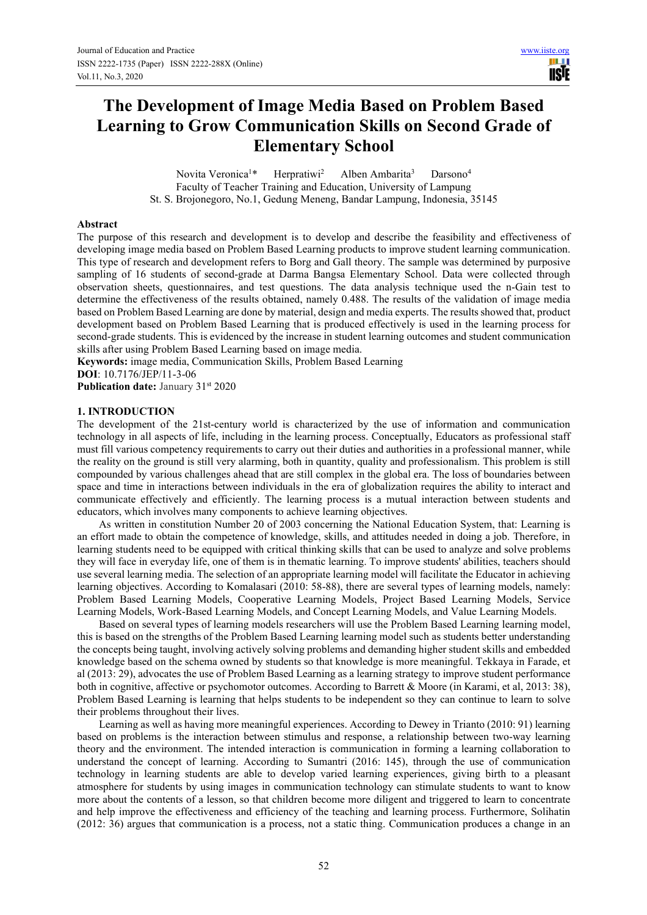# The Development of Image Media Based on Problem Based Learning to Grow Communication Skills on Second Grade of Elementary School

Novita Veronica[1]* Herpratiwi[2] Alben Ambarita[3] Darsono[4]

Faculty of Teacher Training and Education, University of Lampung

St. S. Brojonegoro, No.1, Gedung Meneng, Bandar Lampung, Indonesia, 35145

## Abstract

The purpose of this research and development is to develop and describe the feasibility and effectiveness of developing image media based on Problem Based Learning products to improve student learning communication. This type of research and development refers to Borg and Gall theory. The sample was determined by purposive sampling of 16 students of second-grade at Darma Bangsa Elementary School. Data were collected through observation sheets, questionnaires, and test questions. The data analysis technique used the n-Gain test to determine the effectiveness of the results obtained, namely 0.488. The results of the validation of image media based on Problem Based Learning are done by material, design and media experts. The results showed that, product development based on Problem Based Learning that is produced effectively is used in the learning process for second-grade students. This is evidenced by the increase in student learning outcomes and student communication skills after using Problem Based Learning based on image media.

**Keywords:** image media, Communication Skills, Problem Based Learning

**DOI**: 10.7176/JEP/11-3-06

**Publication date:** January 31st 2020

## 1. INTRODUCTION

The development of the 21st-century world is characterized by the use of information and communication technology in all aspects of life, including in the learning process. Conceptually, Educators as professional staff must fill various competency requirements to carry out their duties and authorities in a professional manner, while the reality on the ground is still very alarming, both in quantity, quality and professionalism. This problem is still compounded by various challenges ahead that are still complex in the global era. The loss of boundaries between space and time in interactions between individuals in the era of globalization requires the ability to interact and communicate effectively and efficiently. The learning process is a mutual interaction between students and educators, which involves many components to achieve learning objectives.

As written in constitution Number 20 of 2003 concerning the National Education System, that: Learning is an effort made to obtain the competence of knowledge, skills, and attitudes needed in doing a job. Therefore, in learning students need to be equipped with critical thinking skills that can be used to analyze and solve problems they will face in everyday life, one of them is in thematic learning. To improve students' abilities, teachers should use several learning media. The selection of an appropriate learning model will facilitate the Educator in achieving learning objectives. According to Komalasari (2010: 58-88), there are several types of learning models, namely: Problem Based Learning Models, Cooperative Learning Models, Project Based Learning Models, Service Learning Models, Work-Based Learning Models, and Concept Learning Models, and Value Learning Models.

Based on several types of learning models researchers will use the Problem Based Learning learning model, this is based on the strengths of the Problem Based Learning learning model such as students better understanding the concepts being taught, involving actively solving problems and demanding higher student skills and embedded knowledge based on the schema owned by students so that knowledge is more meaningful. Tekkaya in Farade, et al (2013: 29), advocates the use of Problem Based Learning as a learning strategy to improve student performance both in cognitive, affective or psychomotor outcomes. According to Barrett & Moore (in Karami, et al, 2013: 38), Problem Based Learning is learning that helps students to be independent so they can continue to learn to solve their problems throughout their lives.

Learning as well as having more meaningful experiences. According to Dewey in Trianto (2010: 91) learning based on problems is the interaction between stimulus and response, a relationship between two-way learning theory and the environment. The intended interaction is communication in forming a learning collaboration to understand the concept of learning. According to Sumantri (2016: 145), through the use of communication technology in learning students are able to develop varied learning experiences, giving birth to a pleasant atmosphere for students by using images in communication technology can stimulate students to want to know more about the contents of a lesson, so that children become more diligent and triggered to learn to concentrate and help improve the effectiveness and efficiency of the teaching and learning process. Furthermore, Solihatin (2012: 36) argues that communication is a process, not a static thing. Communication produces a change in an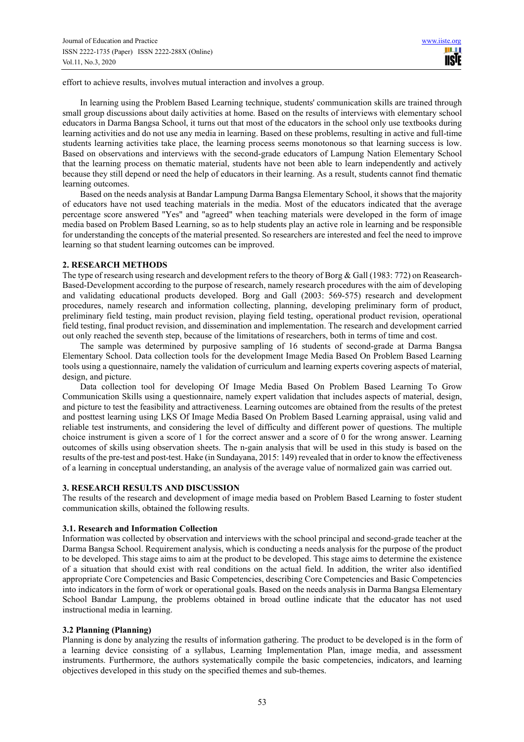effort to achieve results, involves mutual interaction and involves a group.

In learning using the Problem Based Learning technique, students' communication skills are trained through small group discussions about daily activities at home. Based on the results of interviews with elementary school educators in Darma Bangsa School, it turns out that most of the educators in the school only use textbooks during learning activities and do not use any media in learning. Based on these problems, resulting in active and full-time students learning activities take place, the learning process seems monotonous so that learning success is low. Based on observations and interviews with the second-grade educators of Lampung Nation Elementary School that the learning process on thematic material, students have not been able to learn independently and actively because they still depend or need the help of educators in their learning. As a result, students cannot find thematic learning outcomes.

Based on the needs analysis at Bandar Lampung Darma Bangsa Elementary School, it shows that the majority of educators have not used teaching materials in the media. Most of the educators indicated that the average percentage score answered "Yes" and "agreed" when teaching materials were developed in the form of image media based on Problem Based Learning, so as to help students play an active role in learning and be responsible for understanding the concepts of the material presented. So researchers are interested and feel the need to improve learning so that student learning outcomes can be improved.

## 2. RESEARCH METHODS

The type of research using research and development refers to the theory of Borg & Gall (1983: 772) on Reasearch-Based-Development according to the purpose of research, namely research procedures with the aim of developing and validating educational products developed. Borg and Gall (2003: 569-575) research and development procedures, namely research and information collecting, planning, developing preliminary form of product, preliminary field testing, main product revision, playing field testing, operational product revision, operational field testing, final product revision, and dissemination and implementation. The research and development carried out only reached the seventh step, because of the limitations of researchers, both in terms of time and cost.

The sample was determined by purposive sampling of 16 students of second-grade at Darma Bangsa Elementary School. Data collection tools for the development Image Media Based On Problem Based Learning tools using a questionnaire, namely the validation of curriculum and learning experts covering aspects of material, design, and picture.

Data collection tool for developing Of Image Media Based On Problem Based Learning To Grow Communication Skills using a questionnaire, namely expert validation that includes aspects of material, design, and picture to test the feasibility and attractiveness. Learning outcomes are obtained from the results of the pretest and posttest learning using LKS Of Image Media Based On Problem Based Learning appraisal, using valid and reliable test instruments, and considering the level of difficulty and different power of questions. The multiple choice instrument is given a score of 1 for the correct answer and a score of 0 for the wrong answer. Learning outcomes of skills using observation sheets. The n-gain analysis that will be used in this study is based on the results of the pre-test and post-test. Hake (in Sundayana, 2015: 149) revealed that in order to know the effectiveness of a learning in conceptual understanding, an analysis of the average value of normalized gain was carried out.

## 3. RESEARCH RESULTS AND DISCUSSION

The results of the research and development of image media based on Problem Based Learning to foster student communication skills, obtained the following results.

### 3.1. Research and Information Collection

Information was collected by observation and interviews with the school principal and second-grade teacher at the Darma Bangsa School. Requirement analysis, which is conducting a needs analysis for the purpose of the product to be developed. This stage aims to aim at the product to be developed. This stage aims to determine the existence of a situation that should exist with real conditions on the actual field. In addition, the writer also identified appropriate Core Competencies and Basic Competencies, describing Core Competencies and Basic Competencies into indicators in the form of work or operational goals. Based on the needs analysis in Darma Bangsa Elementary School Bandar Lampung, the problems obtained in broad outline indicate that the educator has not used instructional media in learning.

### 3.2 Planning (Planning)

Planning is done by analyzing the results of information gathering. The product to be developed is in the form of a learning device consisting of a syllabus, Learning Implementation Plan, image media, and assessment instruments. Furthermore, the authors systematically compile the basic competencies, indicators, and learning objectives developed in this study on the specified themes and sub-themes.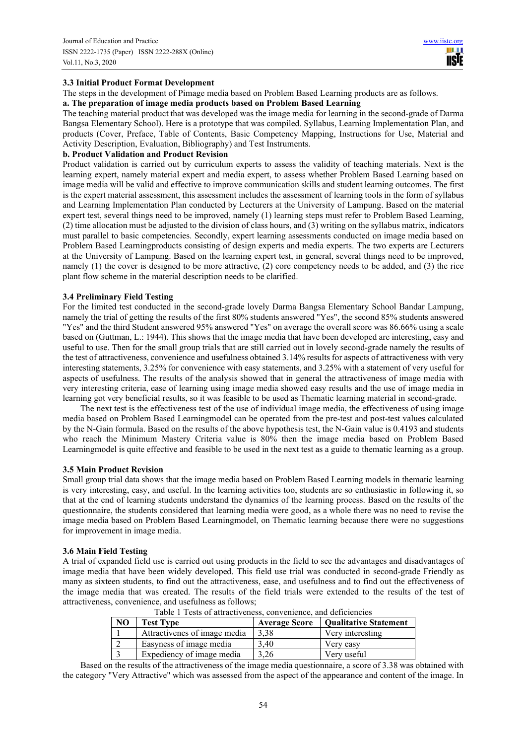### 3.3 Initial Product Format Development

The steps in the development of Pimage media based on Problem Based Learning products are as follows.

**a. The preparation of image media products based on Problem Based Learning**

The teaching material product that was developed was the image media for learning in the second-grade of Darma Bangsa Elementary School). Here is a prototype that was compiled. Syllabus, Learning Implementation Plan, and products (Cover, Preface, Table of Contents, Basic Competency Mapping, Instructions for Use, Material and Activity Description, Evaluation, Bibliography) and Test Instruments.

**b. Product Validation and Product Revision**

Product validation is carried out by curriculum experts to assess the validity of teaching materials. Next is the learning expert, namely material expert and media expert, to assess whether Problem Based Learning based on image media will be valid and effective to improve communication skills and student learning outcomes. The first is the expert material assessment, this assessment includes the assessment of learning tools in the form of syllabus and Learning Implementation Plan conducted by Lecturers at the University of Lampung. Based on the material expert test, several things need to be improved, namely (1) learning steps must refer to Problem Based Learning, (2) time allocation must be adjusted to the division of class hours, and (3) writing on the syllabus matrix, indicators must parallel to basic competencies. Secondly, expert learning assessments conducted on image media based on Problem Based Learningproducts consisting of design experts and media experts. The two experts are Lecturers at the University of Lampung. Based on the learning expert test, in general, several things need to be improved, namely (1) the cover is designed to be more attractive, (2) core competency needs to be added, and (3) the rice plant flow scheme in the material description needs to be clarified.

### 3.4 Preliminary Field Testing

For the limited test conducted in the second-grade lovely Darma Bangsa Elementary School Bandar Lampung, namely the trial of getting the results of the first 80% students answered "Yes", the second 85% students answered "Yes" and the third Student answered 95% answered "Yes" on average the overall score was 86.66% using a scale based on (Guttman, L.: 1944). This shows that the image media that have been developed are interesting, easy and useful to use. Then for the small group trials that are still carried out in lovely second-grade namely the results of the test of attractiveness, convenience and usefulness obtained 3.14% results for aspects of attractiveness with very interesting statements, 3.25% for convenience with easy statements, and 3.25% with a statement of very useful for aspects of usefulness. The results of the analysis showed that in general the attractiveness of image media with very interesting criteria, ease of learning using image media showed easy results and the use of image media in learning got very beneficial results, so it was feasible to be used as Thematic learning material in second-grade.

The next test is the effectiveness test of the use of individual image media, the effectiveness of using image media based on Problem Based Learningmodel can be operated from the pre-test and post-test values calculated by the N-Gain formula. Based on the results of the above hypothesis test, the N-Gain value is 0.4193 and students who reach the Minimum Mastery Criteria value is 80% then the image media based on Problem Based Learningmodel is quite effective and feasible to be used in the next test as a guide to thematic learning as a group.

### 3.5 Main Product Revision

Small group trial data shows that the image media based on Problem Based Learning models in thematic learning is very interesting, easy, and useful. In the learning activities too, students are so enthusiastic in following it, so that at the end of learning students understand the dynamics of the learning process. Based on the results of the questionnaire, the students considered that learning media were good, as a whole there was no need to revise the image media based on Problem Based Learningmodel, on Thematic learning because there were no suggestions for improvement in image media.

### 3.6 Main Field Testing

A trial of expanded field use is carried out using products in the field to see the advantages and disadvantages of image media that have been widely developed. This field use trial was conducted in second-grade Friendly as many as sixteen students, to find out the attractiveness, ease, and usefulness and to find out the effectiveness of the image media that was created. The results of the field trials were extended to the results of the test of attractiveness, convenience, and usefulness as follows;

Table 1 Tests of attractiveness, convenience, and deficiencies

| NO | Test Type | Average Score | Qualitative Statement |
|---|---|---|---|
| 1 | Attractivenes of image media | 3,38 | Very interesting |
| 2 | Easyness of image media | 3,40 | Very easy |
| 3 | Expediency of image media | 3,26 | Very useful |

Based on the results of the attractiveness of the image media questionnaire, a score of 3.38 was obtained with the category "Very Attractive" which was assessed from the aspect of the appearance and content of the image. In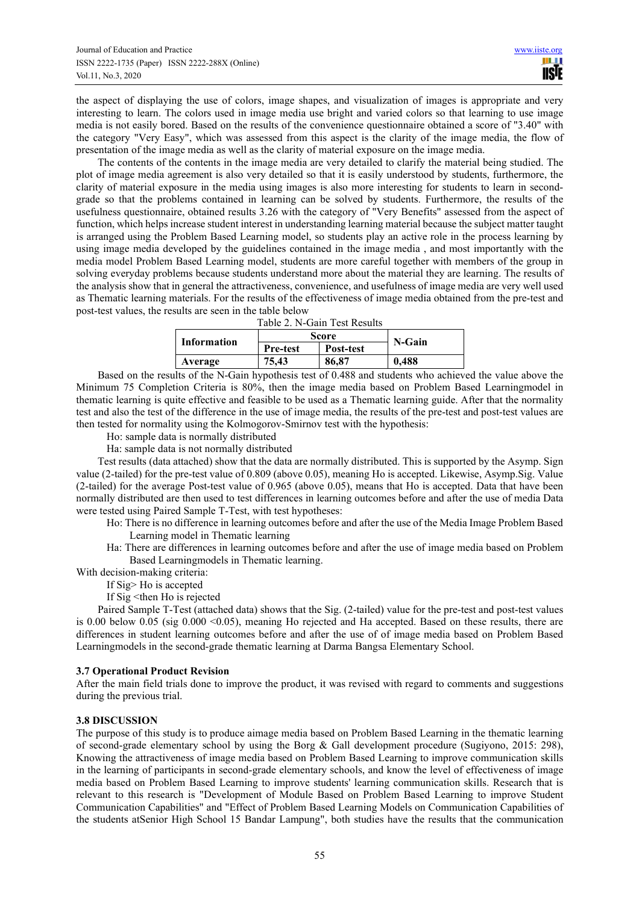the aspect of displaying the use of colors, image shapes, and visualization of images is appropriate and very interesting to learn. The colors used in image media use bright and varied colors so that learning to use image media is not easily bored. Based on the results of the convenience questionnaire obtained a score of "3.40" with the category "Very Easy", which was assessed from this aspect is the clarity of the image media, the flow of presentation of the image media as well as the clarity of material exposure on the image media.

The contents of the contents in the image media are very detailed to clarify the material being studied. The plot of image media agreement is also very detailed so that it is easily understood by students, furthermore, the clarity of material exposure in the media using images is also more interesting for students to learn in second-grade so that the problems contained in learning can be solved by students. Furthermore, the results of the usefulness questionnaire, obtained results 3.26 with the category of "Very Benefits" assessed from the aspect of function, which helps increase student interest in understanding learning material because the subject matter taught is arranged using the Problem Based Learning model, so students play an active role in the process learning by using image media developed by the guidelines contained in the image media , and most importantly with the media model Problem Based Learning model, students are more careful together with members of the group in solving everyday problems because students understand more about the material they are learning. The results of the analysis show that in general the attractiveness, convenience, and usefulness of image media are very well used as Thematic learning materials. For the results of the effectiveness of image media obtained from the pre-test and post-test values, the results are seen in the table below

Table 2. N-Gain Test Results

| Information | Score | | N-Gain |
|---|---|---|---|
| | Pre-test | Post-test | |
| **Average** | 75,43 | 86,87 | 0,488 |

Based on the results of the N-Gain hypothesis test of 0.488 and students who achieved the value above the Minimum 75 Completion Criteria is 80%, then the image media based on Problem Based Learningmodel in thematic learning is quite effective and feasible to be used as a Thematic learning guide. After that the normality test and also the test of the difference in the use of image media, the results of the pre-test and post-test values are then tested for normality using the Kolmogorov-Smirnov test with the hypothesis:

Ho: sample data is normally distributed

Ha: sample data is not normally distributed

Test results (data attached) show that the data are normally distributed. This is supported by the Asymp. Sign value (2-tailed) for the pre-test value of 0.809 (above 0.05), meaning Ho is accepted. Likewise, Asymp.Sig. Value (2-tailed) for the average Post-test value of 0.965 (above 0.05), means that Ho is accepted. Data that have been normally distributed are then used to test differences in learning outcomes before and after the use of media Data were tested using Paired Sample T-Test, with test hypotheses:

Ho: There is no difference in learning outcomes before and after the use of the Media Image Problem Based Learning model in Thematic learning

Ha: There are differences in learning outcomes before and after the use of image media based on Problem Based Learningmodels in Thematic learning.

With decision-making criteria:

If Sig> Ho is accepted

If Sig <then Ho is rejected

Paired Sample T-Test (attached data) shows that the Sig. (2-tailed) value for the pre-test and post-test values is 0.00 below 0.05 (sig 0.000 <0.05), meaning Ho rejected and Ha accepted. Based on these results, there are differences in student learning outcomes before and after the use of of image media based on Problem Based Learningmodels in the second-grade thematic learning at Darma Bangsa Elementary School.

### 3.7 Operational Product Revision

After the main field trials done to improve the product, it was revised with regard to comments and suggestions during the previous trial.

### 3.8 DISCUSSION

The purpose of this study is to produce aimage media based on Problem Based Learning in the thematic learning of second-grade elementary school by using the Borg & Gall development procedure (Sugiyono, 2015: 298), Knowing the attractiveness of image media based on Problem Based Learning to improve communication skills in the learning of participants in second-grade elementary schools, and know the level of effectiveness of image media based on Problem Based Learning to improve students' learning communication skills. Research that is relevant to this research is "Development of Module Based on Problem Based Learning to improve Student Communication Capabilities" and "Effect of Problem Based Learning Models on Communication Capabilities of the students atSenior High School 15 Bandar Lampung", both studies have the results that the communication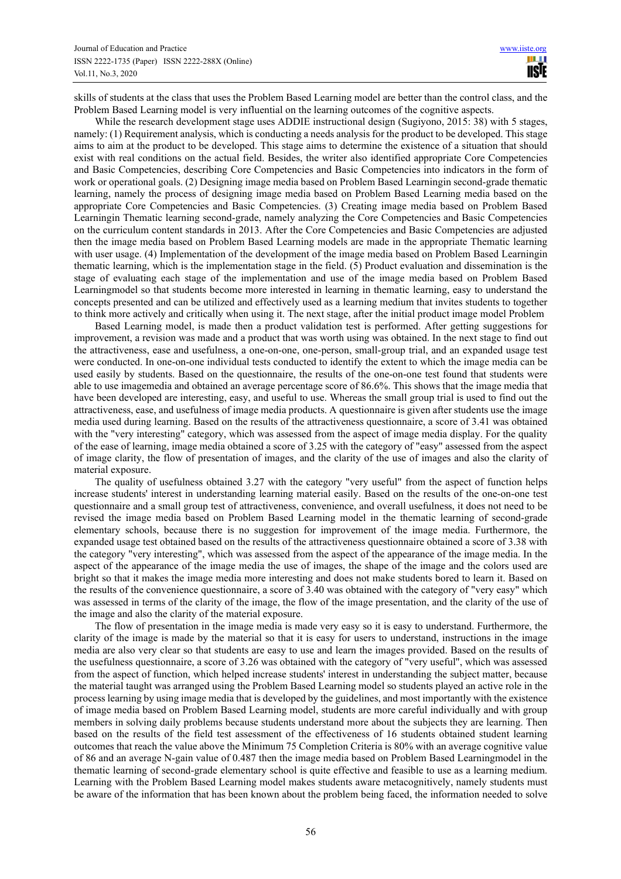skills of students at the class that uses the Problem Based Learning model are better than the control class, and the Problem Based Learning model is very influential on the learning outcomes of the cognitive aspects.

While the research development stage uses ADDIE instructional design (Sugiyono, 2015: 38) with 5 stages, namely: (1) Requirement analysis, which is conducting a needs analysis for the product to be developed. This stage aims to aim at the product to be developed. This stage aims to determine the existence of a situation that should exist with real conditions on the actual field. Besides, the writer also identified appropriate Core Competencies and Basic Competencies, describing Core Competencies and Basic Competencies into indicators in the form of work or operational goals. (2) Designing image media based on Problem Based Learningin second-grade thematic learning, namely the process of designing image media based on Problem Based Learning media based on the appropriate Core Competencies and Basic Competencies. (3) Creating image media based on Problem Based Learningin Thematic learning second-grade, namely analyzing the Core Competencies and Basic Competencies on the curriculum content standards in 2013. After the Core Competencies and Basic Competencies are adjusted then the image media based on Problem Based Learning models are made in the appropriate Thematic learning with user usage. (4) Implementation of the development of the image media based on Problem Based Learningin thematic learning, which is the implementation stage in the field. (5) Product evaluation and dissemination is the stage of evaluating each stage of the implementation and use of the image media based on Problem Based Learningmodel so that students become more interested in learning in thematic learning, easy to understand the concepts presented and can be utilized and effectively used as a learning medium that invites students to together to think more actively and critically when using it. The next stage, after the initial product image model Problem

Based Learning model, is made then a product validation test is performed. After getting suggestions for improvement, a revision was made and a product that was worth using was obtained. In the next stage to find out the attractiveness, ease and usefulness, a one-on-one, one-person, small-group trial, and an expanded usage test were conducted. In one-on-one individual tests conducted to identify the extent to which the image media can be used easily by students. Based on the questionnaire, the results of the one-on-one test found that students were able to use imagemedia and obtained an average percentage score of 86.6%. This shows that the image media that have been developed are interesting, easy, and useful to use. Whereas the small group trial is used to find out the attractiveness, ease, and usefulness of image media products. A questionnaire is given after students use the image media used during learning. Based on the results of the attractiveness questionnaire, a score of 3.41 was obtained with the "very interesting" category, which was assessed from the aspect of image media display. For the quality of the ease of learning, image media obtained a score of 3.25 with the category of "easy" assessed from the aspect of image clarity, the flow of presentation of images, and the clarity of the use of images and also the clarity of material exposure.

The quality of usefulness obtained 3.27 with the category "very useful" from the aspect of function helps increase students' interest in understanding learning material easily. Based on the results of the one-on-one test questionnaire and a small group test of attractiveness, convenience, and overall usefulness, it does not need to be revised the image media based on Problem Based Learning model in the thematic learning of second-grade elementary schools, because there is no suggestion for improvement of the image media. Furthermore, the expanded usage test obtained based on the results of the attractiveness questionnaire obtained a score of 3.38 with the category "very interesting", which was assessed from the aspect of the appearance of the image media. In the aspect of the appearance of the image media the use of images, the shape of the image and the colors used are bright so that it makes the image media more interesting and does not make students bored to learn it. Based on the results of the convenience questionnaire, a score of 3.40 was obtained with the category of "very easy" which was assessed in terms of the clarity of the image, the flow of the image presentation, and the clarity of the use of the image and also the clarity of the material exposure.

The flow of presentation in the image media is made very easy so it is easy to understand. Furthermore, the clarity of the image is made by the material so that it is easy for users to understand, instructions in the image media are also very clear so that students are easy to use and learn the images provided. Based on the results of the usefulness questionnaire, a score of 3.26 was obtained with the category of "very useful", which was assessed from the aspect of function, which helped increase students' interest in understanding the subject matter, because the material taught was arranged using the Problem Based Learning model so students played an active role in the process learning by using image media that is developed by the guidelines, and most importantly with the existence of image media based on Problem Based Learning model, students are more careful individually and with group members in solving daily problems because students understand more about the subjects they are learning. Then based on the results of the field test assessment of the effectiveness of 16 students obtained student learning outcomes that reach the value above the Minimum 75 Completion Criteria is 80% with an average cognitive value of 86 and an average N-gain value of 0.487 then the image media based on Problem Based Learningmodel in the thematic learning of second-grade elementary school is quite effective and feasible to use as a learning medium. Learning with the Problem Based Learning model makes students aware metacognitively, namely students must be aware of the information that has been known about the problem being faced, the information needed to solve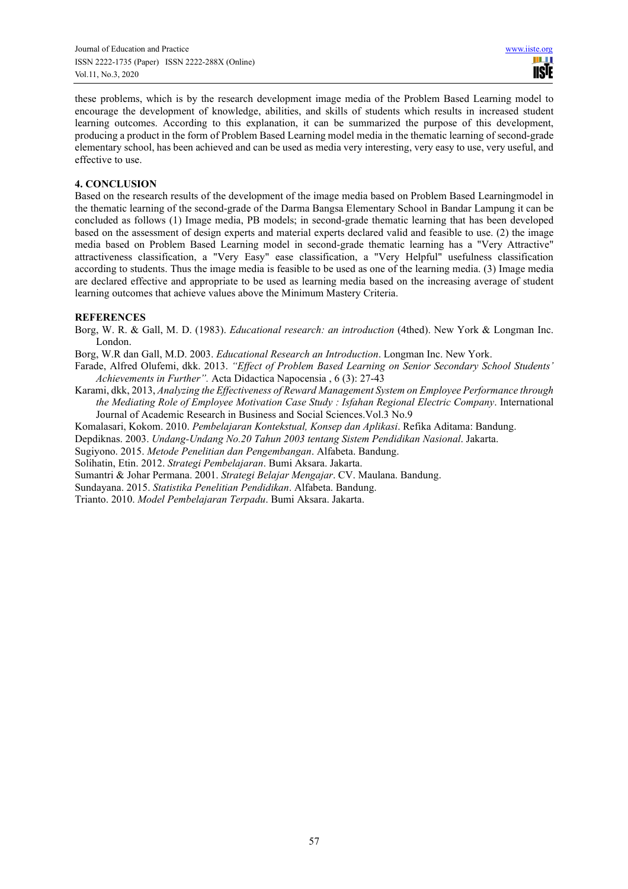these problems, which is by the research development image media of the Problem Based Learning model to encourage the development of knowledge, abilities, and skills of students which results in increased student learning outcomes. According to this explanation, it can be summarized the purpose of this development, producing a product in the form of Problem Based Learning model media in the thematic learning of second-grade elementary school, has been achieved and can be used as media very interesting, very easy to use, very useful, and effective to use.

## 4. CONCLUSION

Based on the research results of the development of the image media based on Problem Based Learningmodel in the thematic learning of the second-grade of the Darma Bangsa Elementary School in Bandar Lampung it can be concluded as follows (1) Image media, PB models; in second-grade thematic learning that has been developed based on the assessment of design experts and material experts declared valid and feasible to use. (2) the image media based on Problem Based Learning model in second-grade thematic learning has a "Very Attractive" attractiveness classification, a "Very Easy" ease classification, a "Very Helpful" usefulness classification according to students. Thus the image media is feasible to be used as one of the learning media. (3) Image media are declared effective and appropriate to be used as learning media based on the increasing average of student learning outcomes that achieve values above the Minimum Mastery Criteria.

## REFERENCES

Borg, W. R. & Gall, M. D. (1983). *Educational research: an introduction* (4thed). New York & Longman Inc. London.

Borg, W.R dan Gall, M.D. 2003. *Educational Research an Introduction*. Longman Inc. New York.

Farade, Alfred Olufemi, dkk. 2013. *"Effect of Problem Based Learning on Senior Secondary School Students' Achievements in Further".* Acta Didactica Napocensia , 6 (3): 27-43

Karami, dkk, 2013, *Analyzing the Effectiveness of Reward Management System on Employee Performance through the Mediating Role of Employee Motivation Case Study : Isfahan Regional Electric Company*. International Journal of Academic Research in Business and Social Sciences.Vol.3 No.9

Komalasari, Kokom. 2010. *Pembelajaran Kontekstual, Konsep dan Aplikasi*. Refika Aditama: Bandung.

Depdiknas. 2003. *Undang-Undang No.20 Tahun 2003 tentang Sistem Pendidikan Nasional*. Jakarta.

Sugiyono. 2015. *Metode Penelitian dan Pengembangan*. Alfabeta. Bandung.

Solihatin, Etin. 2012. *Strategi Pembelajaran*. Bumi Aksara. Jakarta.

Sumantri & Johar Permana. 2001. *Strategi Belajar Mengajar*. CV. Maulana. Bandung.

Sundayana. 2015. *Statistika Penelitian Pendidikan*. Alfabeta. Bandung.

Trianto. 2010. *Model Pembelajaran Terpadu*. Bumi Aksara. Jakarta.